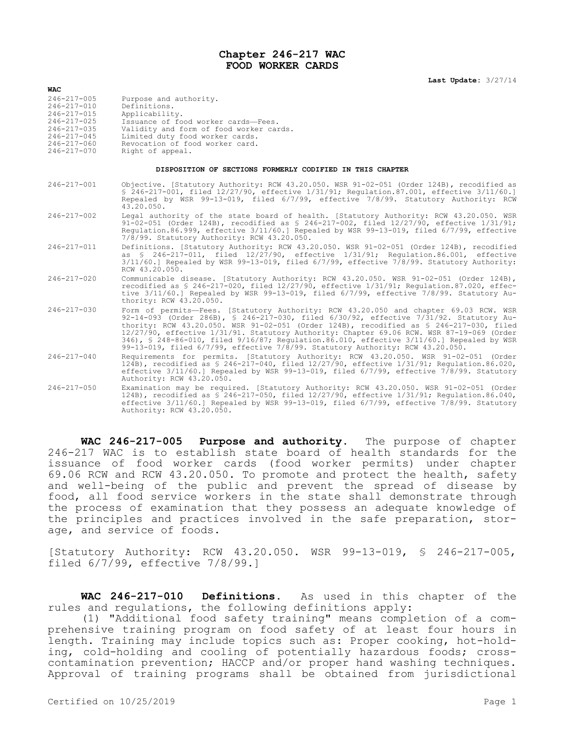# Chapter 246-217 WAC
# FOOD WORKER CARDS

**Last Update:** 3/27/14

| WAC | |
|---|---|
| 246-217-005 | Purpose and authority. |
| 246-217-010 | Definitions. |
| 246-217-015 | Applicability. |
| 246-217-025 | Issuance of food worker cards—Fees. |
| 246-217-035 | Validity and form of food worker cards. |
| 246-217-045 | Limited duty food worker cards. |
| 246-217-060 | Revocation of food worker card. |
| 246-217-070 | Right of appeal. |

**DISPOSITION OF SECTIONS FORMERLY CODIFIED IN THIS CHAPTER**

| | |
|---|---|
| 246-217-001 | Objective. [Statutory Authority: RCW 43.20.050. WSR 91-02-051 (Order 124B), recodified as § 246-217-001, filed 12/27/90, effective 1/31/91; Regulation.87.001, effective 3/11/60.] Repealed by WSR 99-13-019, filed 6/7/99, effective 7/8/99. Statutory Authority: RCW 43.20.050. |
| 246-217-002 | Legal authority of the state board of health. [Statutory Authority: RCW 43.20.050. WSR 91-02-051 (Order 124B), recodified as § 246-217-002, filed 12/27/90, effective 1/31/91; Regulation.86.999, effective 3/11/60.] Repealed by WSR 99-13-019, filed 6/7/99, effective 7/8/99. Statutory Authority: RCW 43.20.050. |
| 246-217-011 | Definitions. [Statutory Authority: RCW 43.20.050. WSR 91-02-051 (Order 124B), recodified as § 246-217-011, filed 12/27/90, effective 1/31/91; Regulation.86.001, effective 3/11/60.] Repealed by WSR 99-13-019, filed 6/7/99, effective 7/8/99. Statutory Authority: RCW 43.20.050. |
| 246-217-020 | Communicable disease. [Statutory Authority: RCW 43.20.050. WSR 91-02-051 (Order 124B), recodified as § 246-217-020, filed 12/27/90, effective 1/31/91; Regulation.87.020, effective 3/11/60.] Repealed by WSR 99-13-019, filed 6/7/99, effective 7/8/99. Statutory Authority: RCW 43.20.050. |
| 246-217-030 | Form of permits—Fees. [Statutory Authority: RCW 43.20.050 and chapter 69.03 RCW. WSR 92-14-093 (Order 286B), § 246-217-030, filed 6/30/92, effective 7/31/92. Statutory Authority: RCW 43.20.050. WSR 91-02-051 (Order 124B), recodified as § 246-217-030, filed 12/27/90, effective 1/31/91. Statutory Authority: Chapter 69.06 RCW. WSR 87-19-069 (Order 346), § 248-86-010, filed 9/16/87; Regulation.86.010, effective 3/11/60.] Repealed by WSR 99-13-019, filed 6/7/99, effective 7/8/99. Statutory Authority: RCW 43.20.050. |
| 246-217-040 | Requirements for permits. [Statutory Authority: RCW 43.20.050. WSR 91-02-051 (Order 124B), recodified as § 246-217-040, filed 12/27/90, effective 1/31/91; Regulation.86.020, effective 3/11/60.] Repealed by WSR 99-13-019, filed 6/7/99, effective 7/8/99. Statutory Authority: RCW 43.20.050. |
| 246-217-050 | Examination may be required. [Statutory Authority: RCW 43.20.050. WSR 91-02-051 (Order 124B), recodified as § 246-217-050, filed 12/27/90, effective 1/31/91; Regulation.86.040, effective 3/11/60.] Repealed by WSR 99-13-019, filed 6/7/99, effective 7/8/99. Statutory Authority: RCW 43.20.050. |

**WAC 246-217-005 Purpose and authority.** The purpose of chapter 246-217 WAC is to establish state board of health standards for the issuance of food worker cards (food worker permits) under chapter 69.06 RCW and RCW 43.20.050. To promote and protect the health, safety and well-being of the public and prevent the spread of disease by food, all food service workers in the state shall demonstrate through the process of examination that they possess an adequate knowledge of the principles and practices involved in the safe preparation, storage, and service of foods.

[Statutory Authority: RCW 43.20.050. WSR 99-13-019, § 246-217-005, filed 6/7/99, effective 7/8/99.]

**WAC 246-217-010 Definitions.** As used in this chapter of the rules and regulations, the following definitions apply:

(1) "Additional food safety training" means completion of a comprehensive training program on food safety of at least four hours in length. Training may include topics such as: Proper cooking, hot-holding, cold-holding and cooling of potentially hazardous foods; cross-contamination prevention; HACCP and/or proper hand washing techniques. Approval of training programs shall be obtained from jurisdictional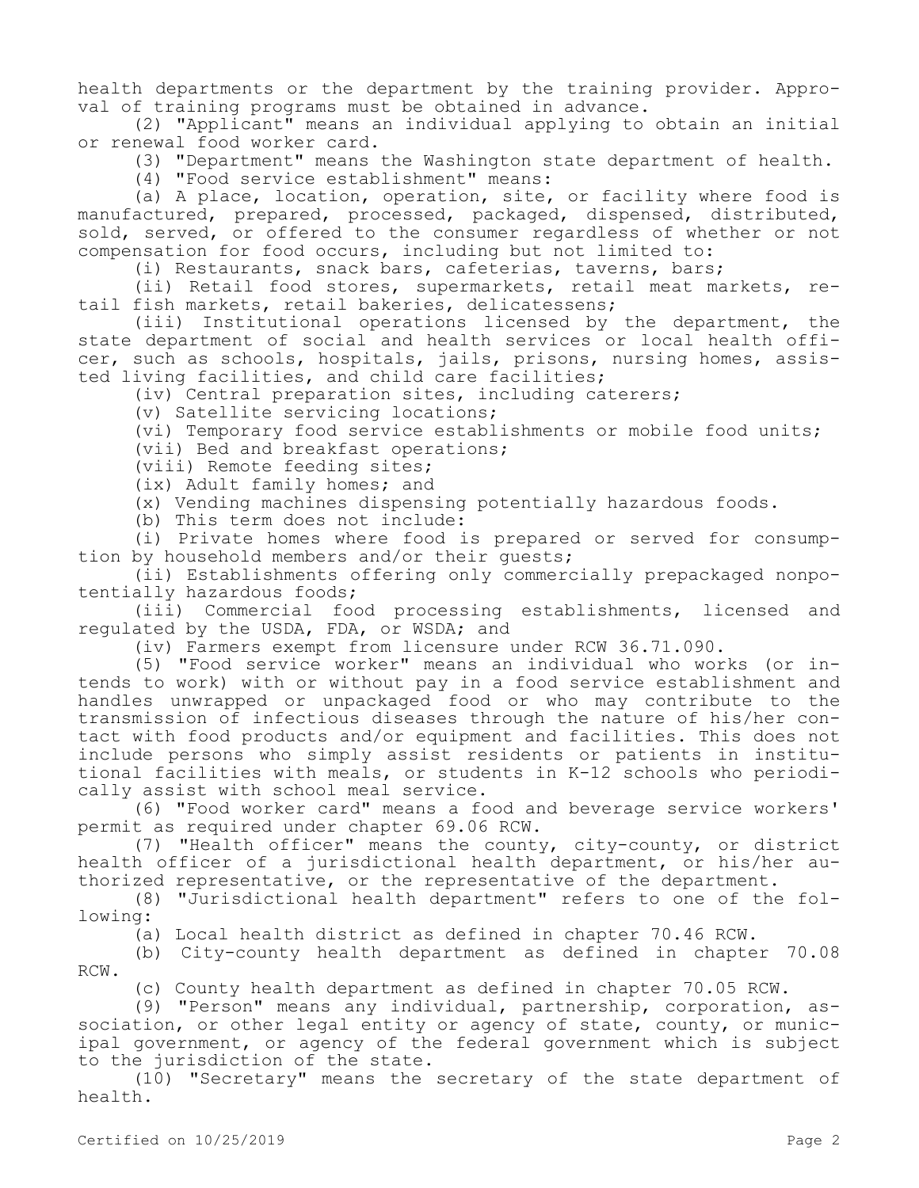health departments or the department by the training provider. Approval of training programs must be obtained in advance.

(2) "Applicant" means an individual applying to obtain an initial or renewal food worker card.

(3) "Department" means the Washington state department of health.

(4) "Food service establishment" means:

(a) A place, location, operation, site, or facility where food is manufactured, prepared, processed, packaged, dispensed, distributed, sold, served, or offered to the consumer regardless of whether or not compensation for food occurs, including but not limited to:

(i) Restaurants, snack bars, cafeterias, taverns, bars;

(ii) Retail food stores, supermarkets, retail meat markets, retail fish markets, retail bakeries, delicatessens;

(iii) Institutional operations licensed by the department, the state department of social and health services or local health officer, such as schools, hospitals, jails, prisons, nursing homes, assisted living facilities, and child care facilities;

(iv) Central preparation sites, including caterers;

(v) Satellite servicing locations;

(vi) Temporary food service establishments or mobile food units;

(vii) Bed and breakfast operations;

(viii) Remote feeding sites;

(ix) Adult family homes; and

(x) Vending machines dispensing potentially hazardous foods.

(b) This term does not include:

(i) Private homes where food is prepared or served for consumption by household members and/or their guests;

(ii) Establishments offering only commercially prepackaged nonpotentially hazardous foods;

(iii) Commercial food processing establishments, licensed and regulated by the USDA, FDA, or WSDA; and

(iv) Farmers exempt from licensure under RCW 36.71.090.

(5) "Food service worker" means an individual who works (or intends to work) with or without pay in a food service establishment and handles unwrapped or unpackaged food or who may contribute to the transmission of infectious diseases through the nature of his/her contact with food products and/or equipment and facilities. This does not include persons who simply assist residents or patients in institutional facilities with meals, or students in K-12 schools who periodically assist with school meal service.

(6) "Food worker card" means a food and beverage service workers' permit as required under chapter 69.06 RCW.

(7) "Health officer" means the county, city-county, or district health officer of a jurisdictional health department, or his/her authorized representative, or the representative of the department.

(8) "Jurisdictional health department" refers to one of the following:

(a) Local health district as defined in chapter 70.46 RCW.

(b) City-county health department as defined in chapter 70.08 RCW.

(c) County health department as defined in chapter 70.05 RCW.

(9) "Person" means any individual, partnership, corporation, association, or other legal entity or agency of state, county, or municipal government, or agency of the federal government which is subject to the jurisdiction of the state.

(10) "Secretary" means the secretary of the state department of health.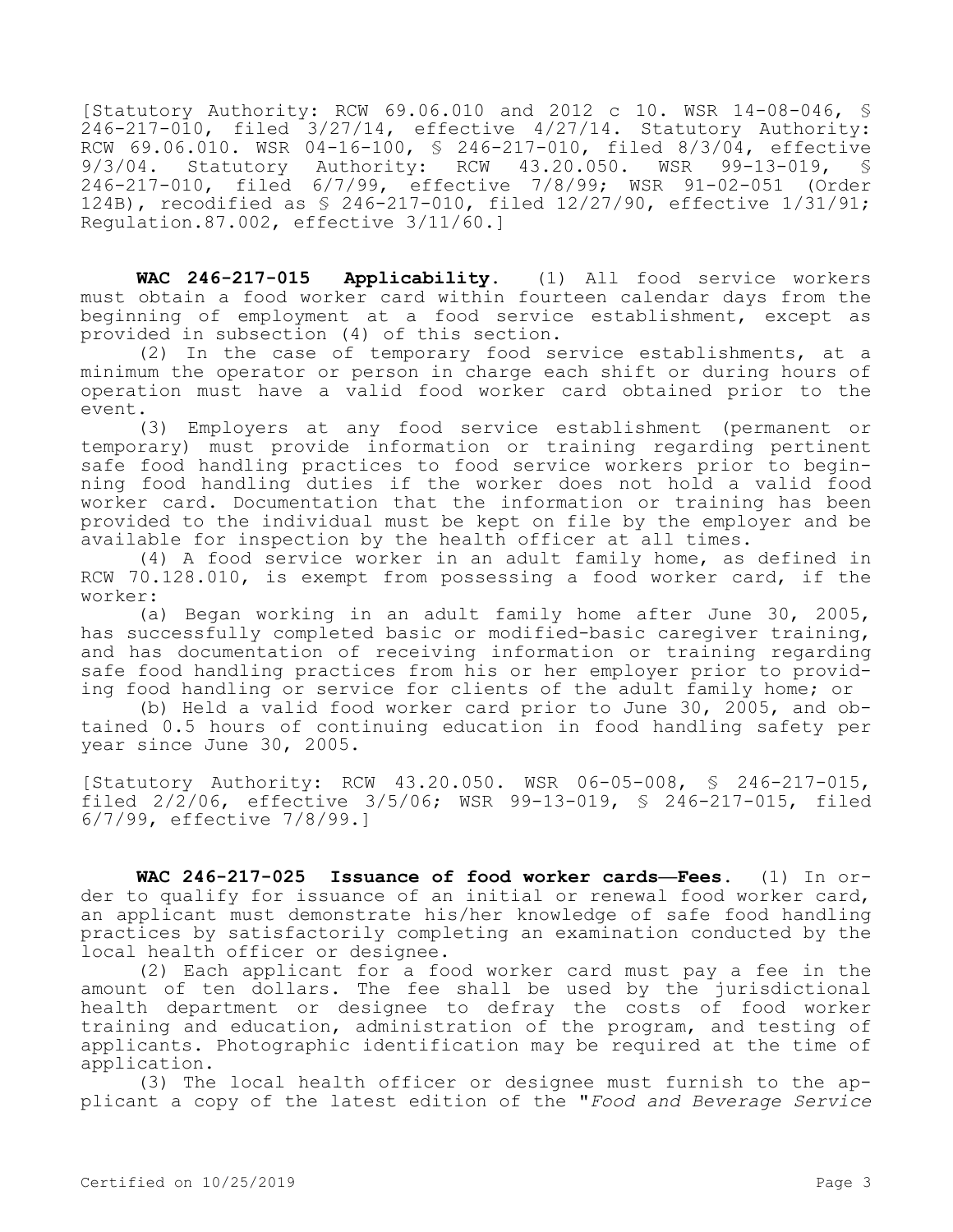[Statutory Authority: RCW 69.06.010 and 2012 c 10. WSR 14-08-046, § 246-217-010, filed 3/27/14, effective 4/27/14. Statutory Authority: RCW 69.06.010. WSR 04-16-100, § 246-217-010, filed 8/3/04, effective 9/3/04. Statutory Authority: RCW 43.20.050. WSR 99-13-019, § 246-217-010, filed 6/7/99, effective 7/8/99; WSR 91-02-051 (Order 124B), recodified as § 246-217-010, filed 12/27/90, effective 1/31/91; Regulation.87.002, effective 3/11/60.]

**WAC 246-217-015 Applicability.** (1) All food service workers must obtain a food worker card within fourteen calendar days from the beginning of employment at a food service establishment, except as provided in subsection (4) of this section.

(2) In the case of temporary food service establishments, at a minimum the operator or person in charge each shift or during hours of operation must have a valid food worker card obtained prior to the event.

(3) Employers at any food service establishment (permanent or temporary) must provide information or training regarding pertinent safe food handling practices to food service workers prior to beginning food handling duties if the worker does not hold a valid food worker card. Documentation that the information or training has been provided to the individual must be kept on file by the employer and be available for inspection by the health officer at all times.

(4) A food service worker in an adult family home, as defined in RCW 70.128.010, is exempt from possessing a food worker card, if the worker:

(a) Began working in an adult family home after June 30, 2005, has successfully completed basic or modified-basic caregiver training, and has documentation of receiving information or training regarding safe food handling practices from his or her employer prior to providing food handling or service for clients of the adult family home; or

(b) Held a valid food worker card prior to June 30, 2005, and obtained 0.5 hours of continuing education in food handling safety per year since June 30, 2005.

[Statutory Authority: RCW 43.20.050. WSR 06-05-008, § 246-217-015, filed 2/2/06, effective 3/5/06; WSR 99-13-019, § 246-217-015, filed 6/7/99, effective 7/8/99.]

**WAC 246-217-025 Issuance of food worker cards—Fees.** (1) In order to qualify for issuance of an initial or renewal food worker card, an applicant must demonstrate his/her knowledge of safe food handling practices by satisfactorily completing an examination conducted by the local health officer or designee.

(2) Each applicant for a food worker card must pay a fee in the amount of ten dollars. The fee shall be used by the jurisdictional health department or designee to defray the costs of food worker training and education, administration of the program, and testing of applicants. Photographic identification may be required at the time of application.

(3) The local health officer or designee must furnish to the applicant a copy of the latest edition of the "*Food and Beverage Service*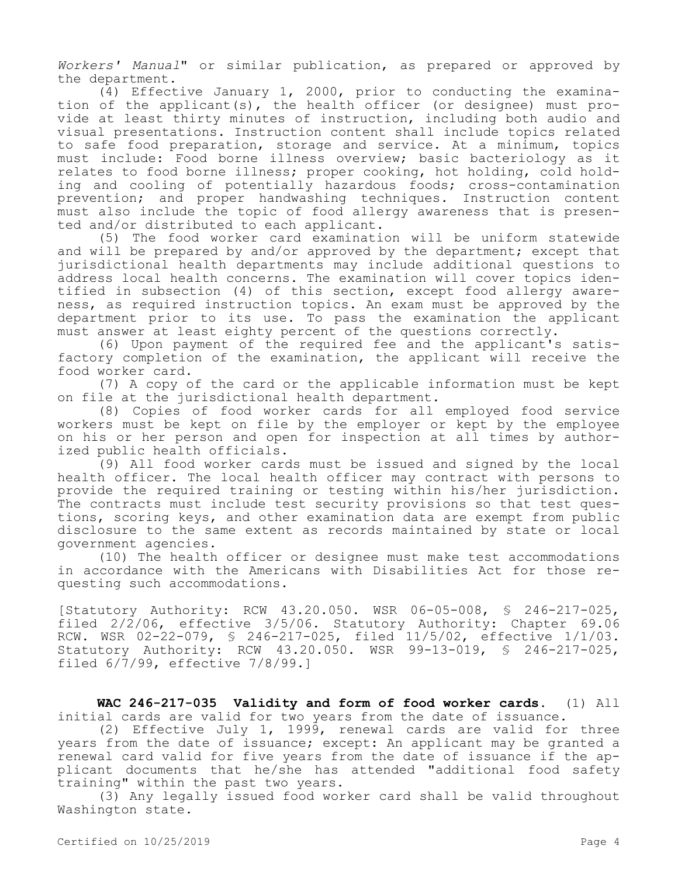*Workers' Manual*" or similar publication, as prepared or approved by the department.

(4) Effective January 1, 2000, prior to conducting the examination of the applicant(s), the health officer (or designee) must provide at least thirty minutes of instruction, including both audio and visual presentations. Instruction content shall include topics related to safe food preparation, storage and service. At a minimum, topics must include: Food borne illness overview; basic bacteriology as it relates to food borne illness; proper cooking, hot holding, cold holding and cooling of potentially hazardous foods; cross-contamination prevention; and proper handwashing techniques. Instruction content must also include the topic of food allergy awareness that is presented and/or distributed to each applicant.

(5) The food worker card examination will be uniform statewide and will be prepared by and/or approved by the department; except that jurisdictional health departments may include additional questions to address local health concerns. The examination will cover topics identified in subsection (4) of this section, except food allergy awareness, as required instruction topics. An exam must be approved by the department prior to its use. To pass the examination the applicant must answer at least eighty percent of the questions correctly.

(6) Upon payment of the required fee and the applicant's satisfactory completion of the examination, the applicant will receive the food worker card.

(7) A copy of the card or the applicable information must be kept on file at the jurisdictional health department.

(8) Copies of food worker cards for all employed food service workers must be kept on file by the employer or kept by the employee on his or her person and open for inspection at all times by authorized public health officials.

(9) All food worker cards must be issued and signed by the local health officer. The local health officer may contract with persons to provide the required training or testing within his/her jurisdiction. The contracts must include test security provisions so that test questions, scoring keys, and other examination data are exempt from public disclosure to the same extent as records maintained by state or local government agencies.

(10) The health officer or designee must make test accommodations in accordance with the Americans with Disabilities Act for those requesting such accommodations.

[Statutory Authority: RCW 43.20.050. WSR 06-05-008, § 246-217-025, filed 2/2/06, effective 3/5/06. Statutory Authority: Chapter 69.06 RCW. WSR 02-22-079, § 246-217-025, filed 11/5/02, effective 1/1/03. Statutory Authority: RCW 43.20.050. WSR 99-13-019, § 246-217-025, filed 6/7/99, effective 7/8/99.]

**WAC 246-217-035 Validity and form of food worker cards.** (1) All initial cards are valid for two years from the date of issuance.

(2) Effective July 1, 1999, renewal cards are valid for three years from the date of issuance; except: An applicant may be granted a renewal card valid for five years from the date of issuance if the applicant documents that he/she has attended "additional food safety training" within the past two years.

(3) Any legally issued food worker card shall be valid throughout Washington state.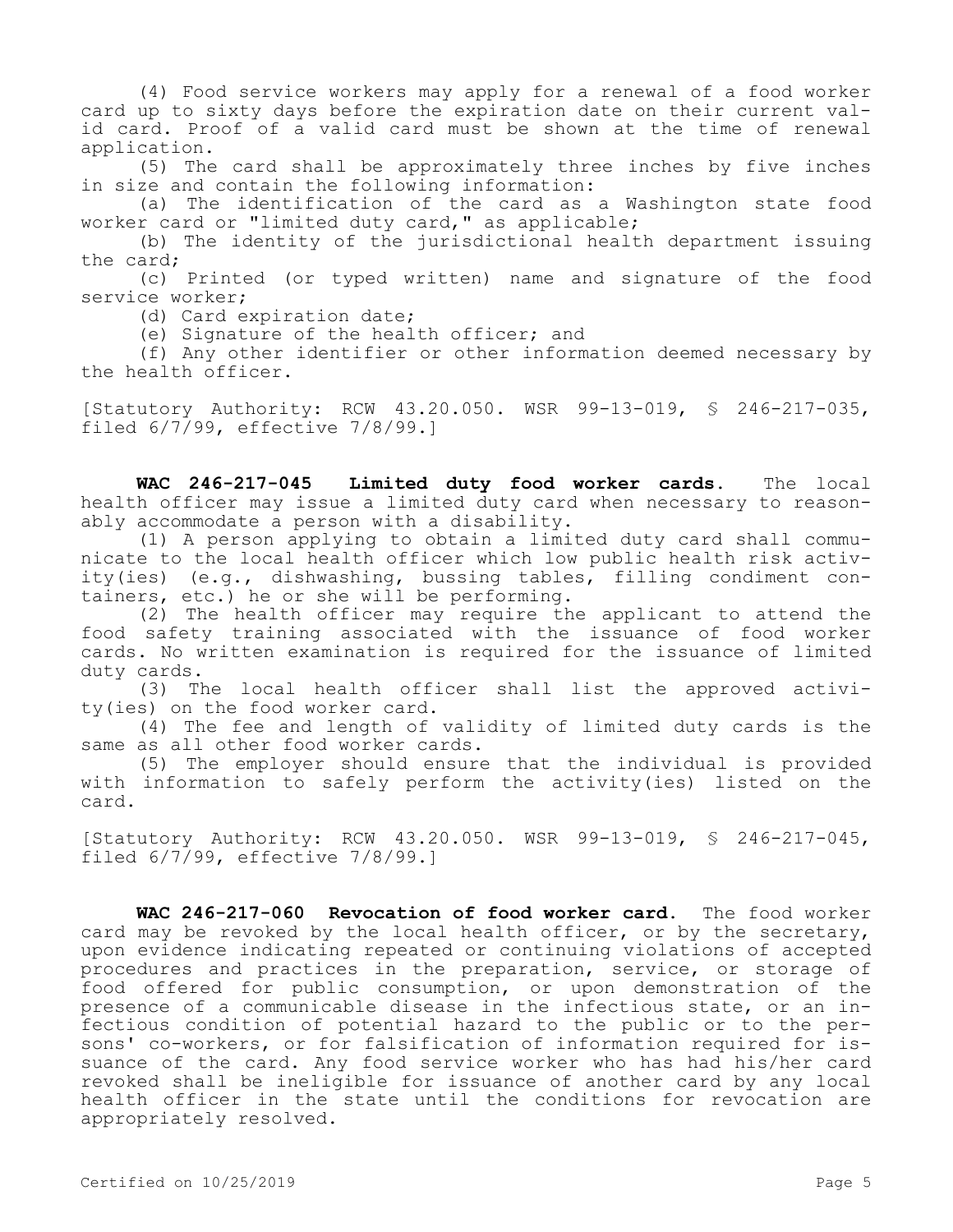(4) Food service workers may apply for a renewal of a food worker card up to sixty days before the expiration date on their current valid card. Proof of a valid card must be shown at the time of renewal application.

(5) The card shall be approximately three inches by five inches in size and contain the following information:

(a) The identification of the card as a Washington state food worker card or "limited duty card," as applicable;

(b) The identity of the jurisdictional health department issuing the card;

(c) Printed (or typed written) name and signature of the food service worker;

(d) Card expiration date;

(e) Signature of the health officer; and

(f) Any other identifier or other information deemed necessary by the health officer.

[Statutory Authority: RCW 43.20.050. WSR 99-13-019, § 246-217-035, filed 6/7/99, effective 7/8/99.]

**WAC 246-217-045 Limited duty food worker cards.** The local health officer may issue a limited duty card when necessary to reasonably accommodate a person with a disability.

(1) A person applying to obtain a limited duty card shall communicate to the local health officer which low public health risk activity(ies) (e.g., dishwashing, bussing tables, filling condiment containers, etc.) he or she will be performing.

(2) The health officer may require the applicant to attend the food safety training associated with the issuance of food worker cards. No written examination is required for the issuance of limited duty cards.

(3) The local health officer shall list the approved activity(ies) on the food worker card.

(4) The fee and length of validity of limited duty cards is the same as all other food worker cards.

(5) The employer should ensure that the individual is provided with information to safely perform the activity(ies) listed on the card.

[Statutory Authority: RCW 43.20.050. WSR 99-13-019, § 246-217-045, filed 6/7/99, effective 7/8/99.]

**WAC 246-217-060 Revocation of food worker card.** The food worker card may be revoked by the local health officer, or by the secretary, upon evidence indicating repeated or continuing violations of accepted procedures and practices in the preparation, service, or storage of food offered for public consumption, or upon demonstration of the presence of a communicable disease in the infectious state, or an infectious condition of potential hazard to the public or to the persons' co-workers, or for falsification of information required for issuance of the card. Any food service worker who has had his/her card revoked shall be ineligible for issuance of another card by any local health officer in the state until the conditions for revocation are appropriately resolved.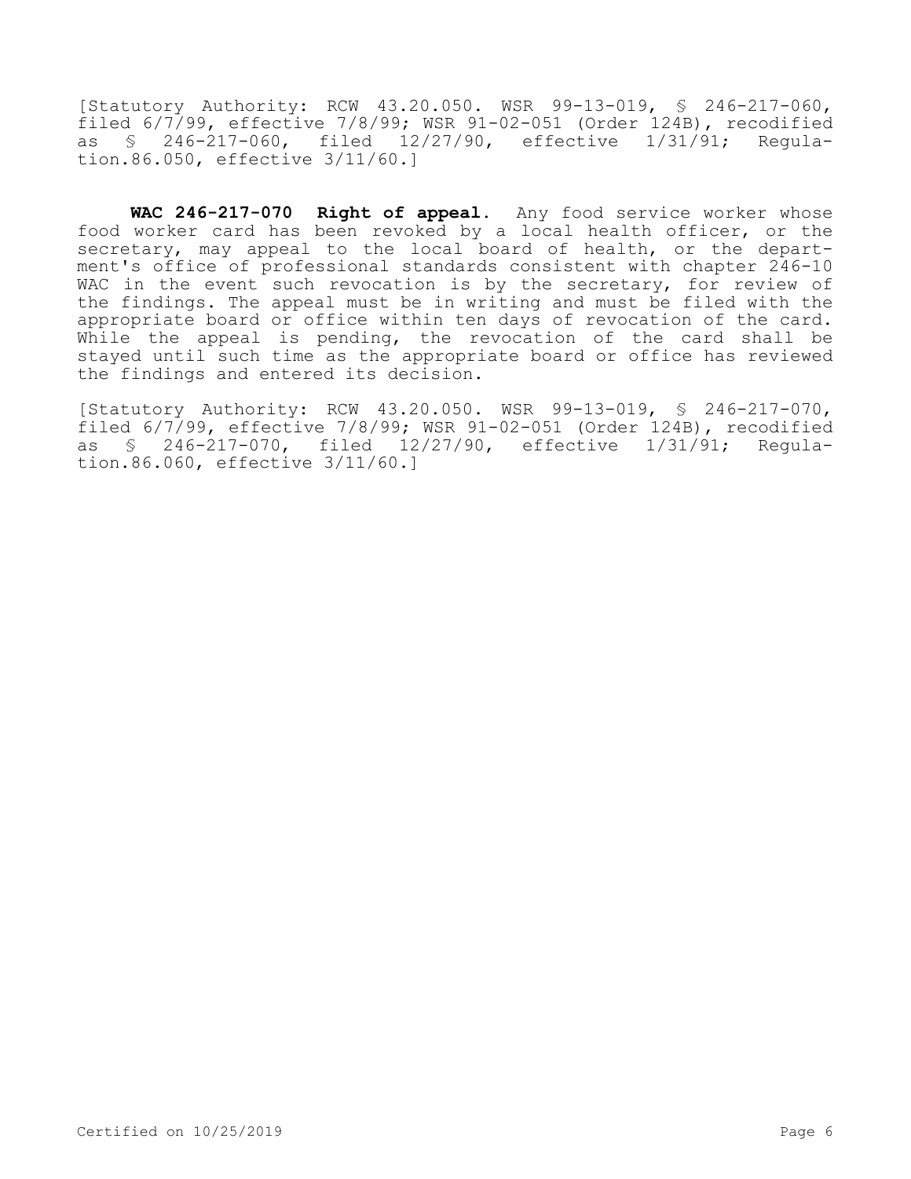[Statutory Authority: RCW 43.20.050. WSR 99-13-019, § 246-217-060, filed 6/7/99, effective 7/8/99; WSR 91-02-051 (Order 124B), recodified as § 246-217-060, filed 12/27/90, effective 1/31/91; Regulation.86.050, effective 3/11/60.]

**WAC 246-217-070 Right of appeal.** Any food service worker whose food worker card has been revoked by a local health officer, or the secretary, may appeal to the local board of health, or the department's office of professional standards consistent with chapter 246-10 WAC in the event such revocation is by the secretary, for review of the findings. The appeal must be in writing and must be filed with the appropriate board or office within ten days of revocation of the card. While the appeal is pending, the revocation of the card shall be stayed until such time as the appropriate board or office has reviewed the findings and entered its decision.

[Statutory Authority: RCW 43.20.050. WSR 99-13-019, § 246-217-070, filed 6/7/99, effective 7/8/99; WSR 91-02-051 (Order 124B), recodified as § 246-217-070, filed 12/27/90, effective 1/31/91; Regulation.86.060, effective 3/11/60.]